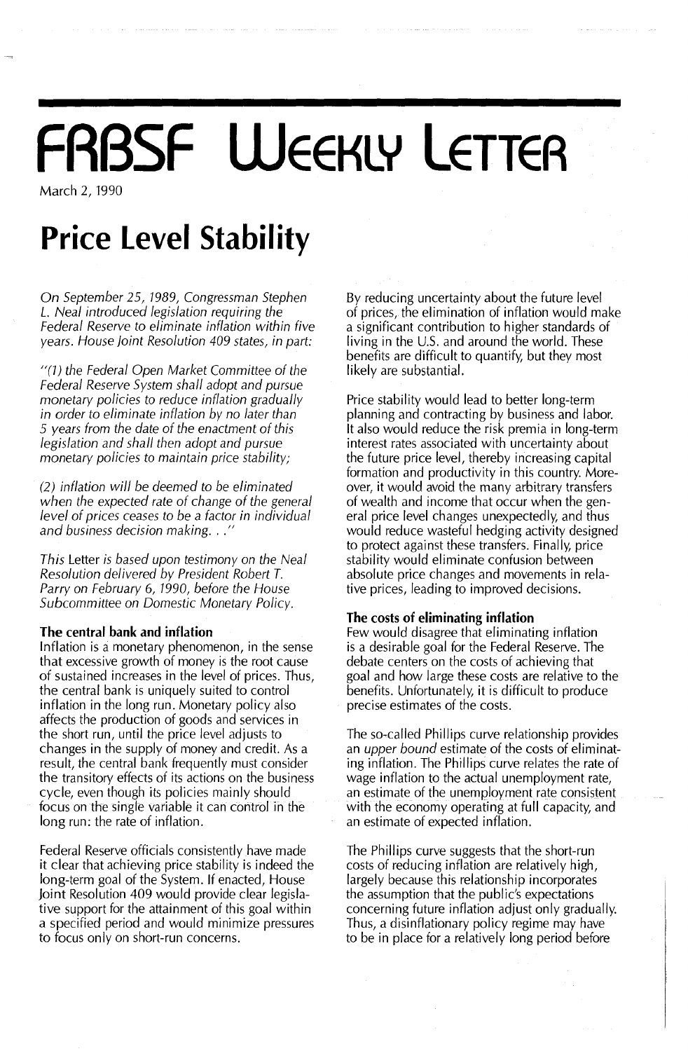# FRBSF WEEKLY LETTER

March 2, 1990

# Price Level Stability

*On September 25, 1989, Congressman Stephen L. Neal introduced legislation requiring the Federal Reserve to eliminate inflation within five years. House Joint Resolution 409 states, in part:*

*"(1) the Federal Open Market Committee of the Federal Reserve System shall adopt and pursue monetary policies to reduce inflation gradually in order to eliminate inflation by no later than 5 years from the date of the enactment of this legislation and shall then adopt and pursue monetary policies to maintain price stability;*

*(2) inflation will be deemed to be eliminated when the expected rate of change of the general level of prices ceases to be a factor in individual and business decision making. . ."*

*This* Letter *is based upon testimony on the Neal Resolution delivered by President Robert T. Parry on February 6, 1990, before the House Subcommittee on Domestic Monetary Policy.*

### The central bank and inflation

Inflation is a monetary phenomenon, in the sense that excessive growth of money is the root cause of sustained increases in the level of prices. Thus, the central bank is uniquely suited to control inflation in the long run. Monetary policy also affects the production of goods and services in the short run, until the price level adjusts to changes in the supply of money and credit. As a result, the central bank frequently must consider the transitory effects of its actions on the business cycle, even though its policies mainly should focus on the single variable it can control in the long run: the rate of inflation.

Federal Reserve officials consistently have made it clear that achieving price stability is indeed the long-term goal of the System. If enacted, House Joint Resolution 409 would provide clear legislative support for the attainment of this goal within a specified period and would minimize pressures to focus only on short-run concerns.

By reducing uncertainty about the future level of prices, the elimination of inflation would make a significant contribution to higher standards of living in the U.S. and around the world. These benefits are difficult to quantify, but they most likely are substantial.

Price stability would lead to better long-term planning and contracting by business and labor. It also would reduce the risk premia in long-term interest rates associated with uncertainty about the future price level, thereby increasing capital formation and productivity in this country. Moreover, it would avoid the many arbitrary transfers of wealth and income that occur when the general price level changes unexpectedly, and thus would reduce wasteful hedging activity designed to protect against these transfers. Finally, price stability would eliminate confusion between absolute price changes and movements in relative prices, leading to improved decisions.

### The costs of eliminating inflation

Few would disagree that eliminating inflation is a desirable goal for the Federal Reserve. The debate centers on the costs of achieving that goal and how large these costs are relative to the benefits. Unfortunately, it is difficult to produce precise estimates of the costs.

The so-called Phillips curve relationship provides an *upper bound* estimate of the costs of eliminating inflation. The Phillips curve relates the rate of wage inflation to the actual unemployment rate, an estimate of the unemployment rate consistent with the economy operating at full capacity, and an estimate of expected inflation.

The Phillips curve suggests that the short-run costs of reducing inflation are relatively high, largely because this relationship incorporates the assumption that the public's expectations concerning future inflation adjust only gradually. Thus, a disinflationary policy regime may have to be in place for a relatively long period before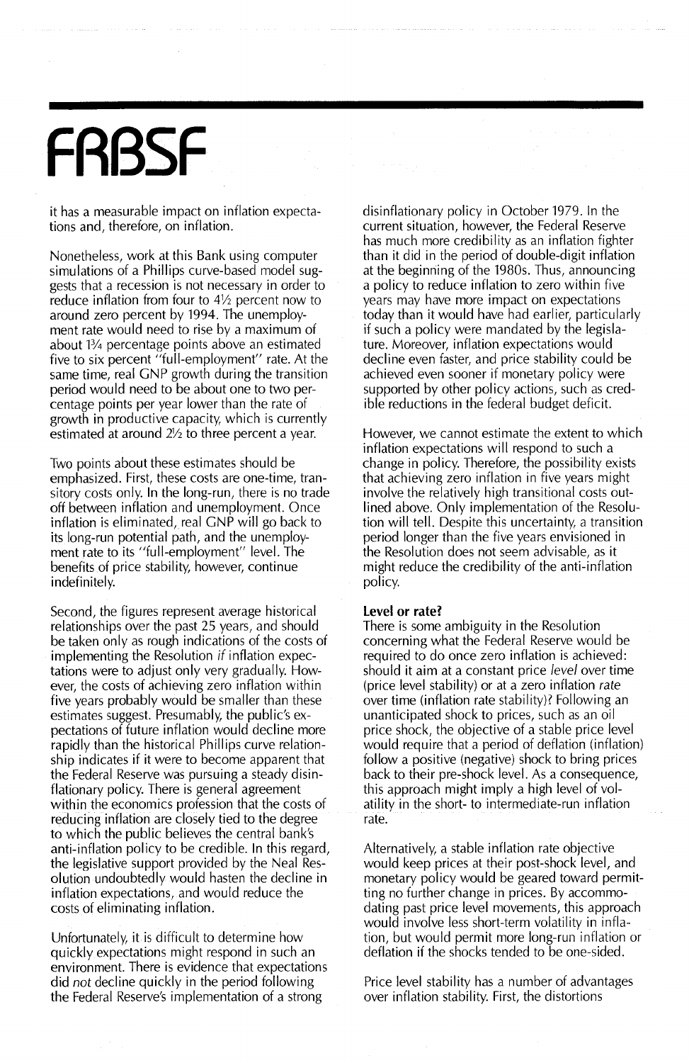it has a measurable impact on inflation expectations and, therefore, on inflation.

Nonetheless, work at this Bank using computer simulations of a Phillips curve-based model suggests that a recession is not necessary in order to reduce inflation from four to 4½ percent now to around zero percent by 1994. The unemployment rate would need to rise by a maximum of about 1¾ percentage points above an estimated five to six percent "full-employment" rate. At the same time, real GNP growth during the transition period would need to be about one to two percentage points per year lower than the rate of growth in productive capacity, which is currently estimated at around 2½ to three percent a year.

Two points about these estimates should be emphasized. First, these costs are one-time, transitory costs only. In the long-run, there is no trade off between inflation and unemployment. Once inflation is eliminated, real GNP will go back to its long-run potential path, and the unemployment rate to its "full-employment" level. The benefits of price stability, however, continue indefinitely.

Second, the figures represent average historical relationships over the past 25 years, and should be taken only as rough indications of the costs of implementing the Resolution *if* inflation expectations were to adjust only gradually. However, the costs of achieving zero inflation within five years probably would be smaller than these estimates suggest. Presumably, the public's expectations of future inflation would decline more rapidly than the historical Phillips curve relationship indicates if it were to become apparent that the Federal Reserve was pursuing a steady disinflationary policy. There is general agreement within the economics profession that the costs of reducing inflation are closely tied to the degree to which the public believes the central bank's anti-inflation policy to be credible. In this regard, the legislative support provided by the Neal Resolution undoubtedly would hasten the decline in inflation expectations, and would reduce the costs of eliminating inflation.

Unfortunately, it is difficult to determine how quickly expectations might respond in such an environment. There is evidence that expectations did *not* decline quickly in the period following the Federal Reserve's implementation of a strong disinflationary policy in October 1979. In the current situation, however, the Federal Reserve has much more credibility as an inflation fighter than it did in the period of double-digit inflation at the beginning of the 1980s. Thus, announcing a policy to reduce inflation to zero within five years may have more impact on expectations today than it would have had earlier, particularly if such a policy were mandated by the legislature. Moreover, inflation expectations would decline even faster, and price stability could be achieved even sooner if monetary policy were supported by other policy actions, such as credible reductions in the federal budget deficit.

However, we cannot estimate the extent to which inflation expectations will respond to such a change in policy. Therefore, the possibility exists that achieving zero inflation in five years might involve the relatively high transitional costs outlined above. Only implementation of the Resolution will tell. Despite this uncertainty, a transition period longer than the five years envisioned in the Resolution does not seem advisable, as it might reduce the credibility of the anti-inflation policy.

**Level or rate?**

There is some ambiguity in the Resolution concerning what the Federal Reserve would be required to do once zero inflation is achieved: should it aim at a constant price *level* over time (price level stability) or at a zero inflation *rate* over time (inflation rate stability)? Following an unanticipated shock to prices, such as an oil price shock, the objective of a stable price level would require that a period of deflation (inflation) follow a positive (negative) shock to bring prices back to their pre-shock level. As a consequence, this approach might imply a high level of volatility in the short- to intermediate-run inflation rate.

Alternatively, a stable inflation rate objective would keep prices at their post-shock level, and monetary policy would be geared toward permitting no further change in prices. By accommodating past price level movements, this approach would involve less short-term volatility in inflation, but would permit more long-run inflation or deflation if the shocks tended to be one-sided.

Price level stability has a number of advantages over inflation stability. First, the distortions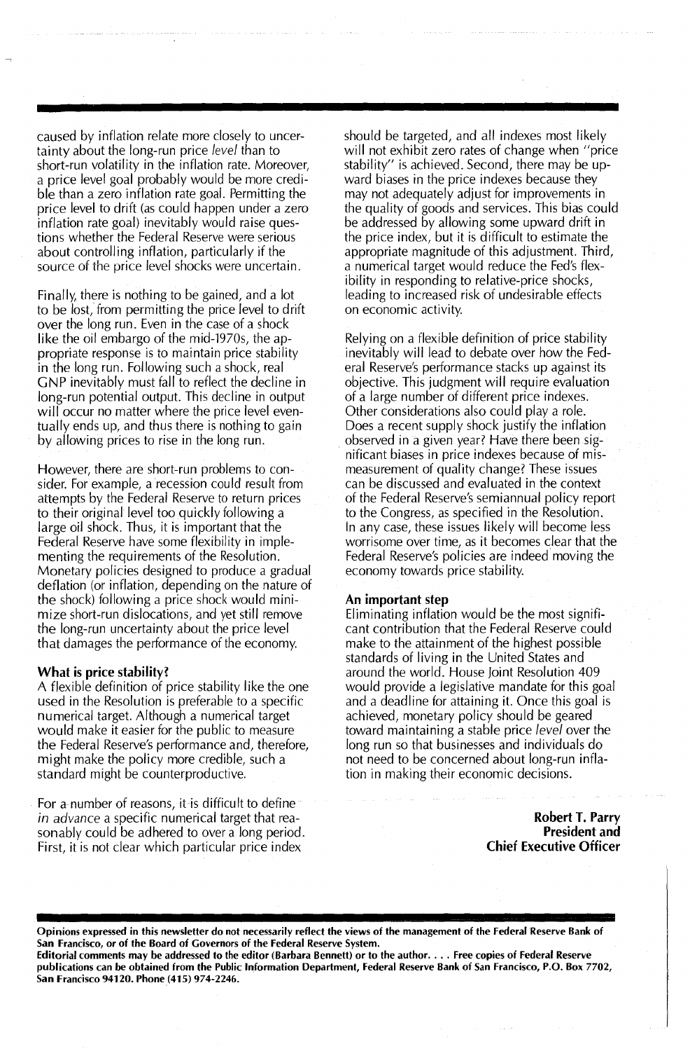caused by inflation relate more closely to uncertainty about the long-run price *level* than to short-run volatility in the inflation rate. Moreover, a price level goal probably would be more credible than a zero inflation rate goal. Permitting the price level to drift (as could happen under a zero inflation rate goal) inevitably would raise questions whether the Federal Reserve were serious about controlling inflation, particularly if the source of the price level shocks were uncertain.

Finally, there is nothing to be gained, and a lot to be lost, from permitting the price level to drift over the long run. Even in the case of a shock like the oil embargo of the mid-1970s, the appropriate response is to maintain price stability in the long run. Following such a shock, real GNP inevitably must fall to reflect the decline in long-run potential output. This decline in output will occur no matter where the price level eventually ends up, and thus there is nothing to gain by allowing prices to rise in the long run.

However, there are short-run problems to consider. For example, a recession could result from attempts by the Federal Reserve to return prices to their original level too quickly following a large oil shock. Thus, it is important that the Federal Reserve have some flexibility in implementing the requirements of the Resolution. Monetary policies designed to produce a gradual deflation (or inflation, depending on the nature of the shock) following a price shock would minimize short-run dislocations, and yet still remove the long-run uncertainty about the price level that damages the performance of the economy.

### What is price stability?

A flexible definition of price stability like the one used in the Resolution is preferable to a specific numerical target. Although a numerical target would make it easier for the public to measure the Federal Reserve's performance and, therefore, might make the policy more credible, such a standard might be counterproductive.

For a number of reasons, it is difficult to define *in advance* a specific numerical target that reasonably could be adhered to over a long period. First, it is not clear which particular price index should be targeted, and all indexes most likely will not exhibit zero rates of change when "price stability" is achieved. Second, there may be upward biases in the price indexes because they may not adequately adjust for improvements in the quality of goods and services. This bias could be addressed by allowing some upward drift in the price index, but it is difficult to estimate the appropriate magnitude of this adjustment. Third, a numerical target would reduce the Fed's flexibility in responding to relative-price shocks, leading to increased risk of undesirable effects on economic activity.

Relying on a flexible definition of price stability inevitably will lead to debate over how the Federal Reserve's performance stacks up against its objective. This judgment will require evaluation of a large number of different price indexes. Other considerations also could play a role. Does a recent supply shock justify the inflation observed in a given year? Have there been significant biases in price indexes because of mismeasurement of quality change? These issues can be discussed and evaluated in the context of the Federal Reserve's semiannual policy report to the Congress, as specified in the Resolution. In any case, these issues likely will become less worrisome over time, as it becomes clear that the Federal Reserve's policies are indeed moving the economy towards price stability.

### An important step

Eliminating inflation would be the most significant contribution that the Federal Reserve could make to the attainment of the highest possible standards of living in the United States and around the world. House Joint Resolution 409 would provide a legislative mandate for this goal and a deadline for attaining it. Once this goal is achieved, monetary policy should be geared toward maintaining a stable price *level* over the long run so that businesses and individuals do not need to be concerned about long-run inflation in making their economic decisions.

**Robert T. Parry**
**President and**
**Chief Executive Officer**

---

**Opinions expressed in this newsletter do not necessarily reflect the views of the management of the Federal Reserve Bank of San Francisco, or of the Board of Governors of the Federal Reserve System.**
**Editorial comments may be addressed to the editor (Barbara Bennett) or to the author. . . . Free copies of Federal Reserve publications can be obtained from the Public Information Department, Federal Reserve Bank of San Francisco, P.O. Box 7702, San Francisco 94120. Phone (415) 974-2246.**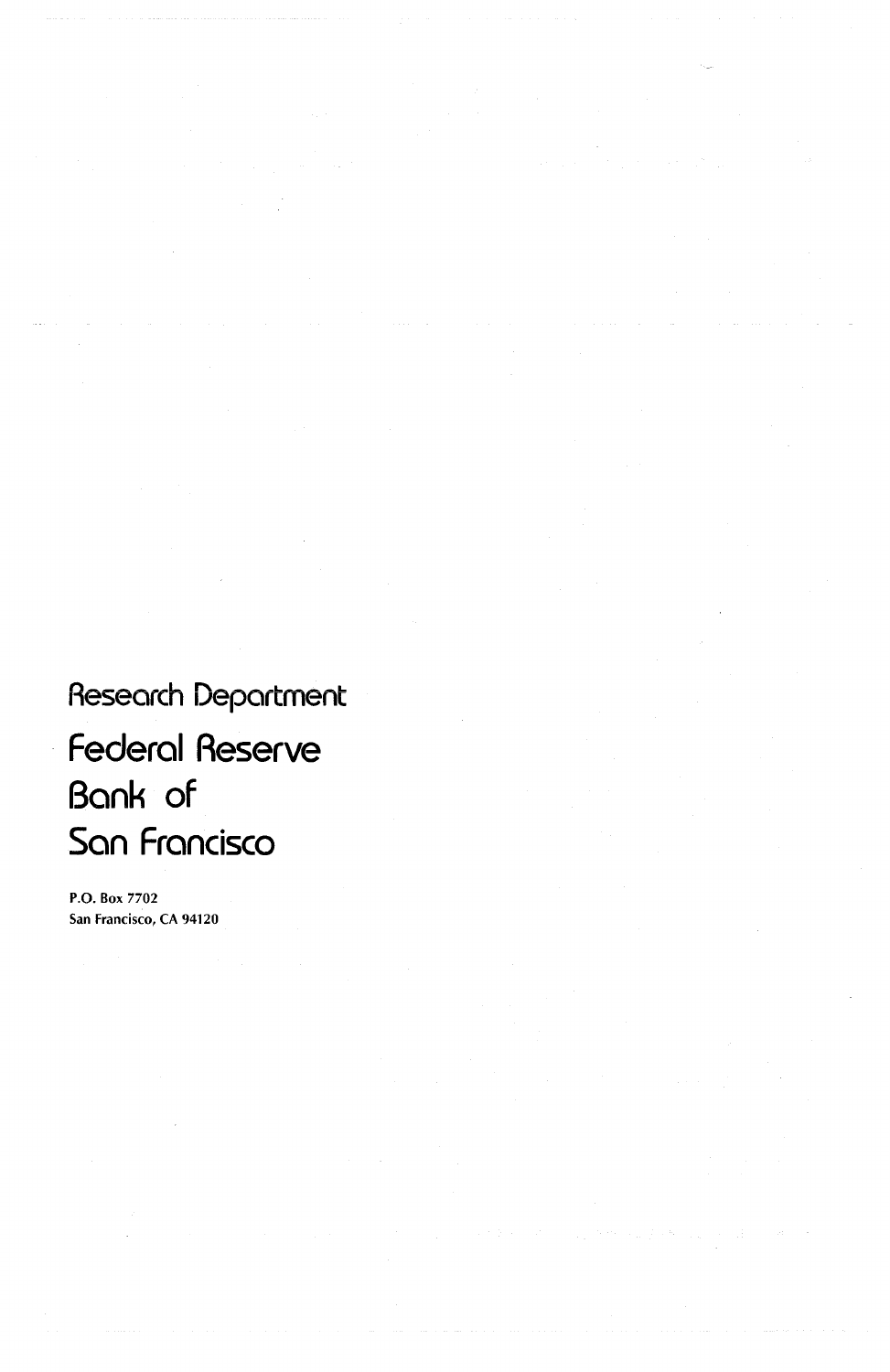Research Department

Federal Reserve
Bank of
San Francisco

P.O. Box 7702
San Francisco, CA 94120